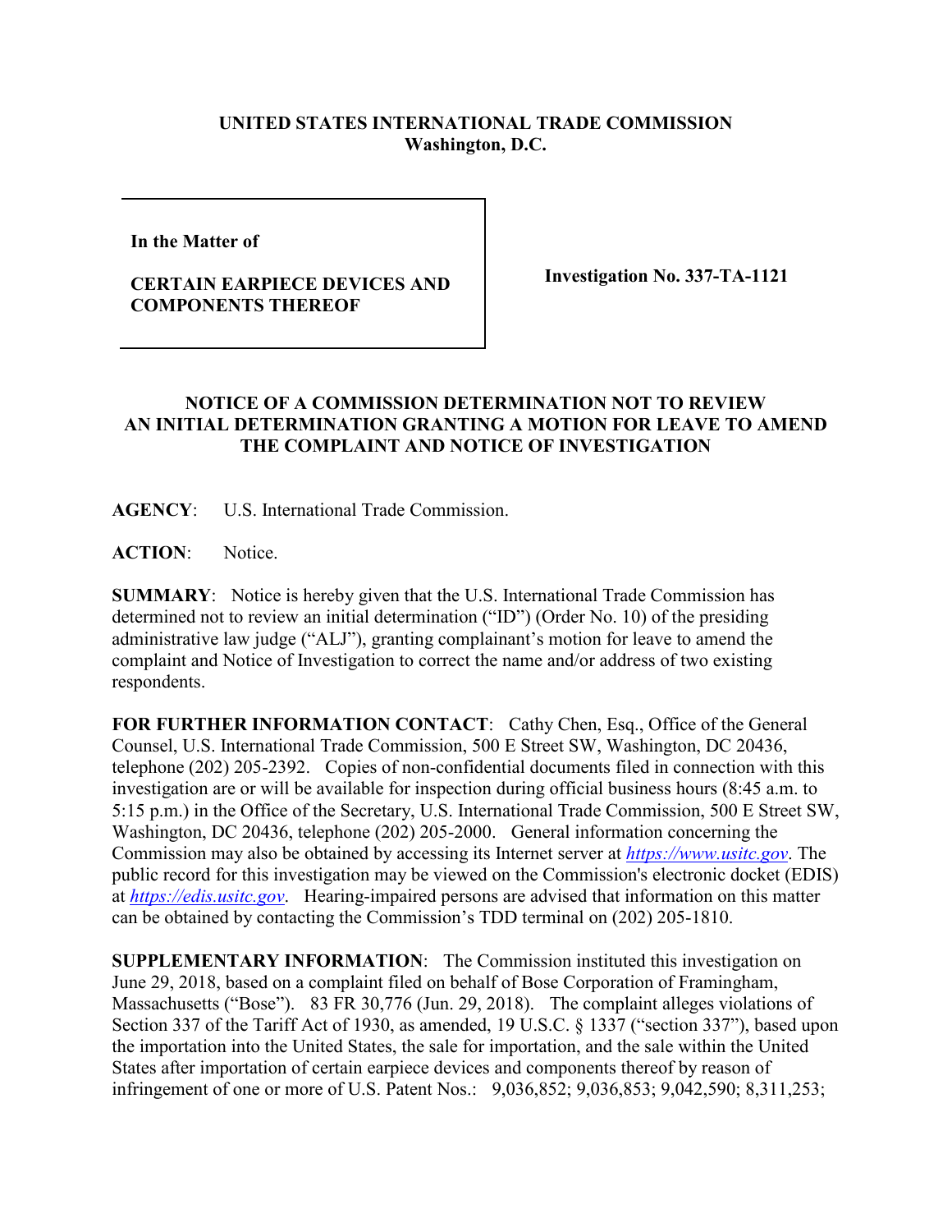**UNITED STATES INTERNATIONAL TRADE COMMISSION**
**Washington, D.C.**

| | |
|---|---|
| **In the Matter of**<br><br>**CERTAIN EARPIECE DEVICES AND COMPONENTS THEREOF** | **Investigation No. 337-TA-1121** |

**NOTICE OF A COMMISSION DETERMINATION NOT TO REVIEW AN INITIAL DETERMINATION GRANTING A MOTION FOR LEAVE TO AMEND THE COMPLAINT AND NOTICE OF INVESTIGATION**

**AGENCY**: U.S. International Trade Commission.

**ACTION**: Notice.

**SUMMARY**: Notice is hereby given that the U.S. International Trade Commission has determined not to review an initial determination ("ID") (Order No. 10) of the presiding administrative law judge ("ALJ"), granting complainant's motion for leave to amend the complaint and Notice of Investigation to correct the name and/or address of two existing respondents.

**FOR FURTHER INFORMATION CONTACT**: Cathy Chen, Esq., Office of the General Counsel, U.S. International Trade Commission, 500 E Street SW, Washington, DC 20436, telephone (202) 205-2392. Copies of non-confidential documents filed in connection with this investigation are or will be available for inspection during official business hours (8:45 a.m. to 5:15 p.m.) in the Office of the Secretary, U.S. International Trade Commission, 500 E Street SW, Washington, DC 20436, telephone (202) 205-2000. General information concerning the Commission may also be obtained by accessing its Internet server at *https://www.usitc.gov*. The public record for this investigation may be viewed on the Commission's electronic docket (EDIS) at *https://edis.usitc.gov*. Hearing-impaired persons are advised that information on this matter can be obtained by contacting the Commission's TDD terminal on (202) 205-1810.

**SUPPLEMENTARY INFORMATION**: The Commission instituted this investigation on June 29, 2018, based on a complaint filed on behalf of Bose Corporation of Framingham, Massachusetts ("Bose"). 83 FR 30,776 (Jun. 29, 2018). The complaint alleges violations of Section 337 of the Tariff Act of 1930, as amended, 19 U.S.C. § 1337 ("section 337"), based upon the importation into the United States, the sale for importation, and the sale within the United States after importation of certain earpiece devices and components thereof by reason of infringement of one or more of U.S. Patent Nos.: 9,036,852; 9,036,853; 9,042,590; 8,311,253;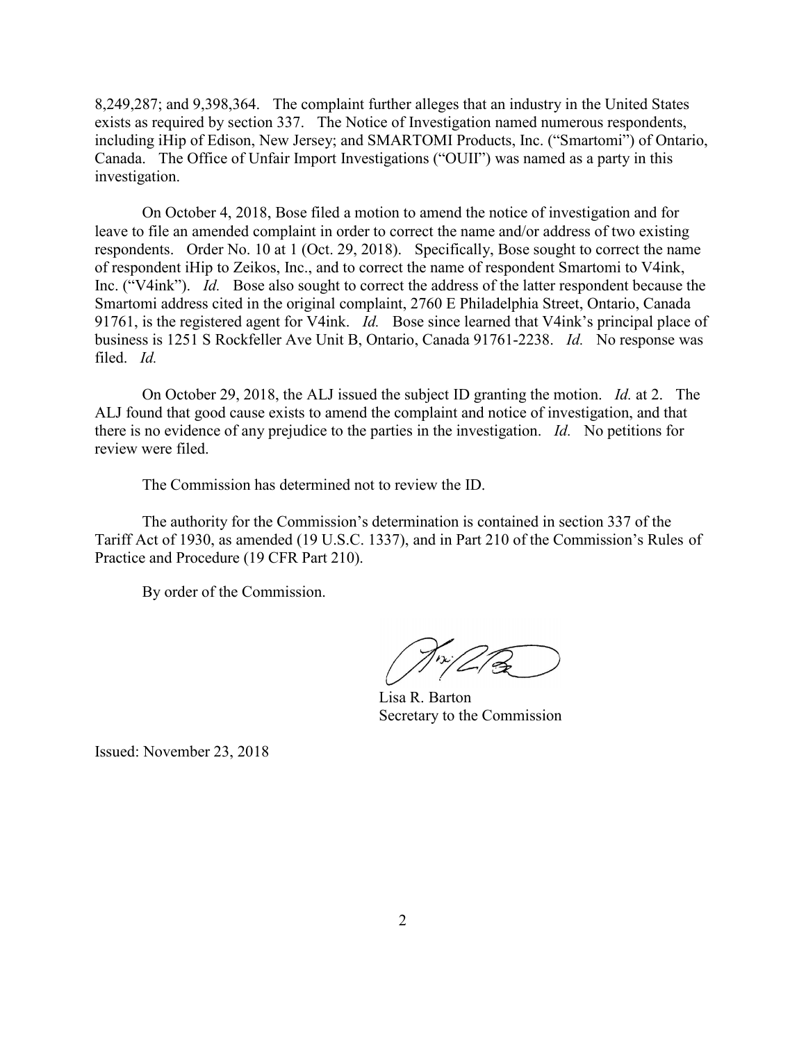8,249,287; and 9,398,364. The complaint further alleges that an industry in the United States exists as required by section 337. The Notice of Investigation named numerous respondents, including iHip of Edison, New Jersey; and SMARTOMI Products, Inc. ("Smartomi") of Ontario, Canada. The Office of Unfair Import Investigations ("OUII") was named as a party in this investigation.

On October 4, 2018, Bose filed a motion to amend the notice of investigation and for leave to file an amended complaint in order to correct the name and/or address of two existing respondents. Order No. 10 at 1 (Oct. 29, 2018). Specifically, Bose sought to correct the name of respondent iHip to Zeikos, Inc., and to correct the name of respondent Smartomi to V4ink, Inc. ("V4ink"). *Id.* Bose also sought to correct the address of the latter respondent because the Smartomi address cited in the original complaint, 2760 E Philadelphia Street, Ontario, Canada 91761, is the registered agent for V4ink. *Id.* Bose since learned that V4ink's principal place of business is 1251 S Rockfeller Ave Unit B, Ontario, Canada 91761-2238. *Id.* No response was filed. *Id.*

On October 29, 2018, the ALJ issued the subject ID granting the motion. *Id.* at 2. The ALJ found that good cause exists to amend the complaint and notice of investigation, and that there is no evidence of any prejudice to the parties in the investigation. *Id.* No petitions for review were filed.

The Commission has determined not to review the ID.

The authority for the Commission's determination is contained in section 337 of the Tariff Act of 1930, as amended (19 U.S.C. 1337), and in Part 210 of the Commission's Rules of Practice and Procedure (19 CFR Part 210).

By order of the Commission.

Lisa R. Barton
Secretary to the Commission

Issued: November 23, 2018